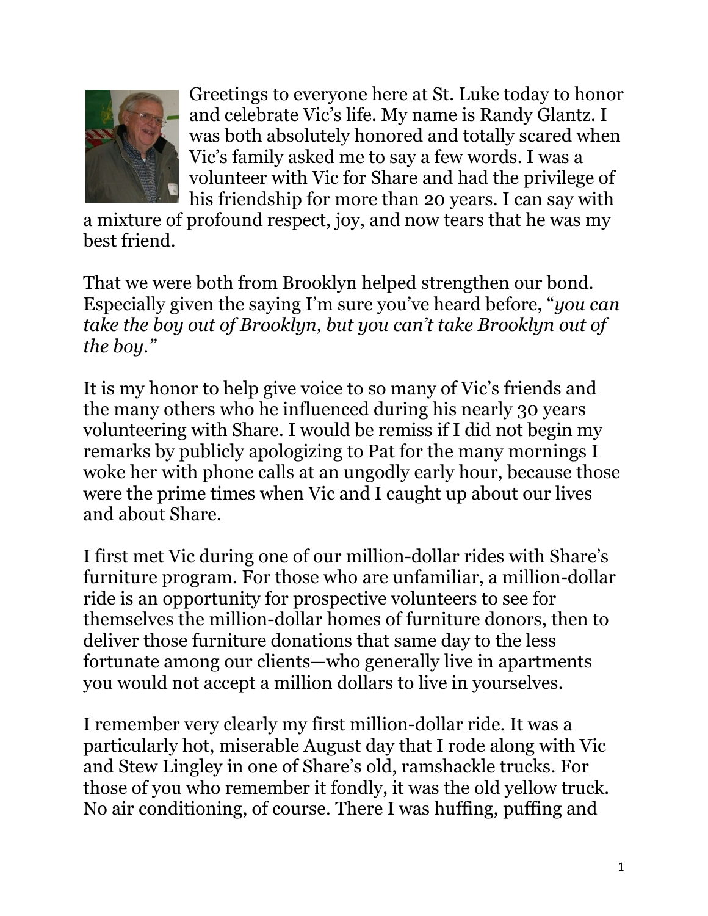Greetings to everyone here at St. Luke today to honor and celebrate Vic's life. My name is Randy Glantz. I was both absolutely honored and totally scared when Vic's family asked me to say a few words. I was a volunteer with Vic for Share and had the privilege of his friendship for more than 20 years. I can say with a mixture of profound respect, joy, and now tears that he was my best friend.

That we were both from Brooklyn helped strengthen our bond. Especially given the saying I'm sure you've heard before, "*you can take the boy out of Brooklyn, but you can't take Brooklyn out of the boy*."

It is my honor to help give voice to so many of Vic's friends and the many others who he influenced during his nearly 30 years volunteering with Share. I would be remiss if I did not begin my remarks by publicly apologizing to Pat for the many mornings I woke her with phone calls at an ungodly early hour, because those were the prime times when Vic and I caught up about our lives and about Share.

I first met Vic during one of our million-dollar rides with Share's furniture program. For those who are unfamiliar, a million-dollar ride is an opportunity for prospective volunteers to see for themselves the million-dollar homes of furniture donors, then to deliver those furniture donations that same day to the less fortunate among our clients—who generally live in apartments you would not accept a million dollars to live in yourselves.

I remember very clearly my first million-dollar ride. It was a particularly hot, miserable August day that I rode along with Vic and Stew Lingley in one of Share's old, ramshackle trucks. For those of you who remember it fondly, it was the old yellow truck. No air conditioning, of course. There I was huffing, puffing and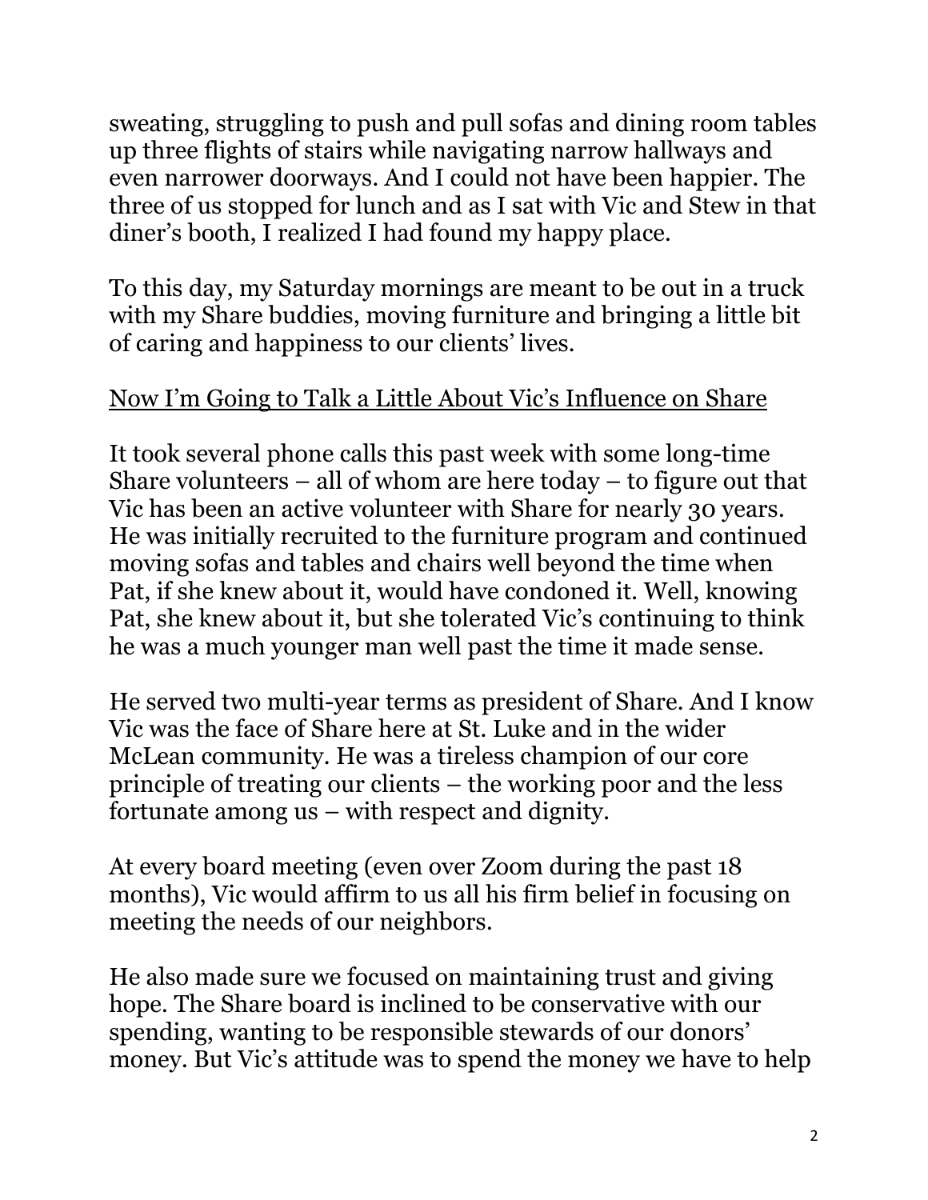sweating, struggling to push and pull sofas and dining room tables up three flights of stairs while navigating narrow hallways and even narrower doorways. And I could not have been happier. The three of us stopped for lunch and as I sat with Vic and Stew in that diner's booth, I realized I had found my happy place.

To this day, my Saturday mornings are meant to be out in a truck with my Share buddies, moving furniture and bringing a little bit of caring and happiness to our clients' lives.

<u>Now I'm Going to Talk a Little About Vic's Influence on Share</u>

It took several phone calls this past week with some long-time Share volunteers – all of whom are here today – to figure out that Vic has been an active volunteer with Share for nearly 30 years. He was initially recruited to the furniture program and continued moving sofas and tables and chairs well beyond the time when Pat, if she knew about it, would have condoned it. Well, knowing Pat, she knew about it, but she tolerated Vic's continuing to think he was a much younger man well past the time it made sense.

He served two multi-year terms as president of Share. And I know Vic was the face of Share here at St. Luke and in the wider McLean community. He was a tireless champion of our core principle of treating our clients – the working poor and the less fortunate among us – with respect and dignity.

At every board meeting (even over Zoom during the past 18 months), Vic would affirm to us all his firm belief in focusing on meeting the needs of our neighbors.

He also made sure we focused on maintaining trust and giving hope. The Share board is inclined to be conservative with our spending, wanting to be responsible stewards of our donors' money. But Vic's attitude was to spend the money we have to help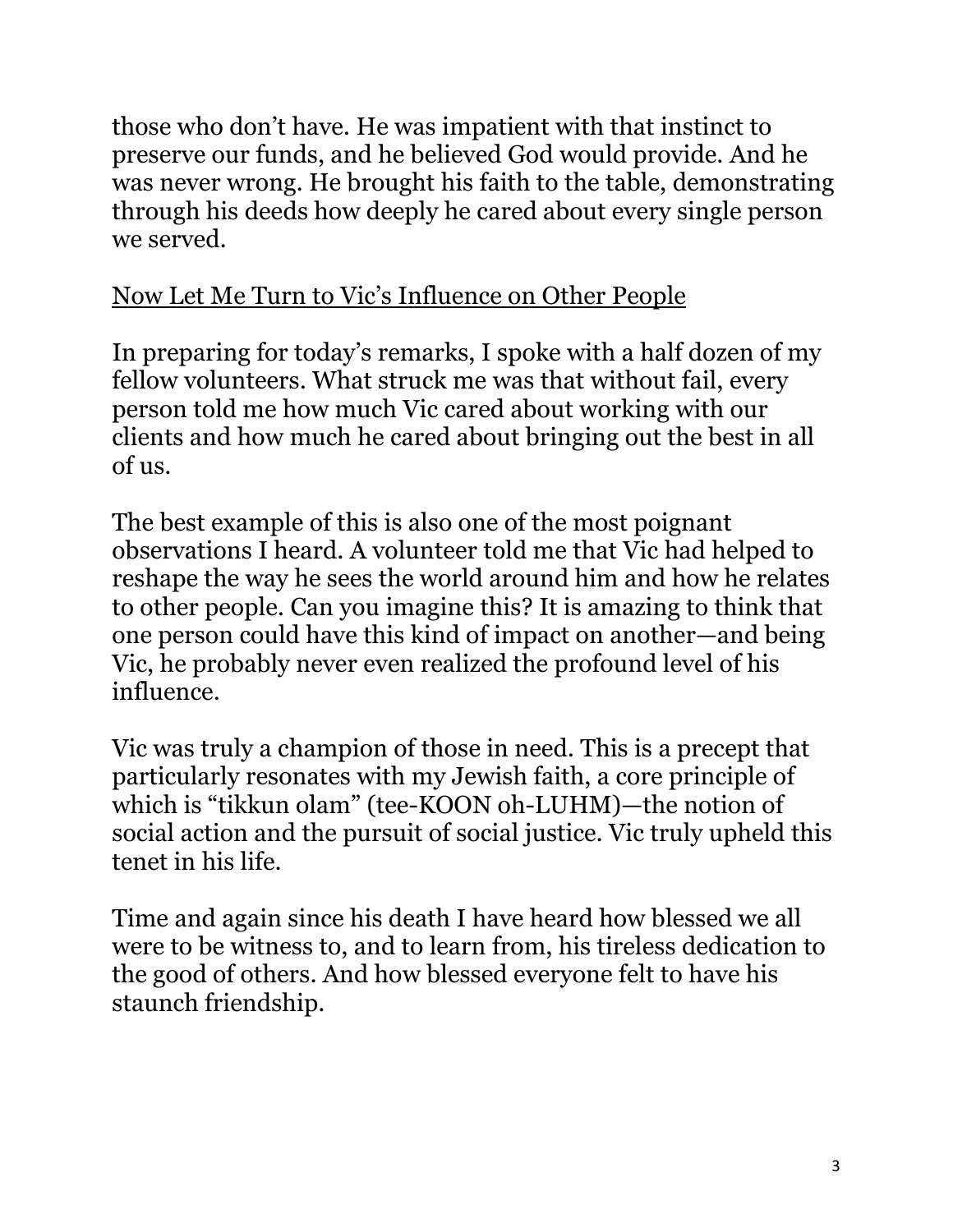those who don't have. He was impatient with that instinct to preserve our funds, and he believed God would provide. And he was never wrong. He brought his faith to the table, demonstrating through his deeds how deeply he cared about every single person we served.

<u>Now Let Me Turn to Vic's Influence on Other People</u>

In preparing for today's remarks, I spoke with a half dozen of my fellow volunteers. What struck me was that without fail, every person told me how much Vic cared about working with our clients and how much he cared about bringing out the best in all of us.

The best example of this is also one of the most poignant observations I heard. A volunteer told me that Vic had helped to reshape the way he sees the world around him and how he relates to other people. Can you imagine this? It is amazing to think that one person could have this kind of impact on another—and being Vic, he probably never even realized the profound level of his influence.

Vic was truly a champion of those in need. This is a precept that particularly resonates with my Jewish faith, a core principle of which is "tikkun olam" (tee-KOON oh-LUHM)—the notion of social action and the pursuit of social justice. Vic truly upheld this tenet in his life.

Time and again since his death I have heard how blessed we all were to be witness to, and to learn from, his tireless dedication to the good of others. And how blessed everyone felt to have his staunch friendship.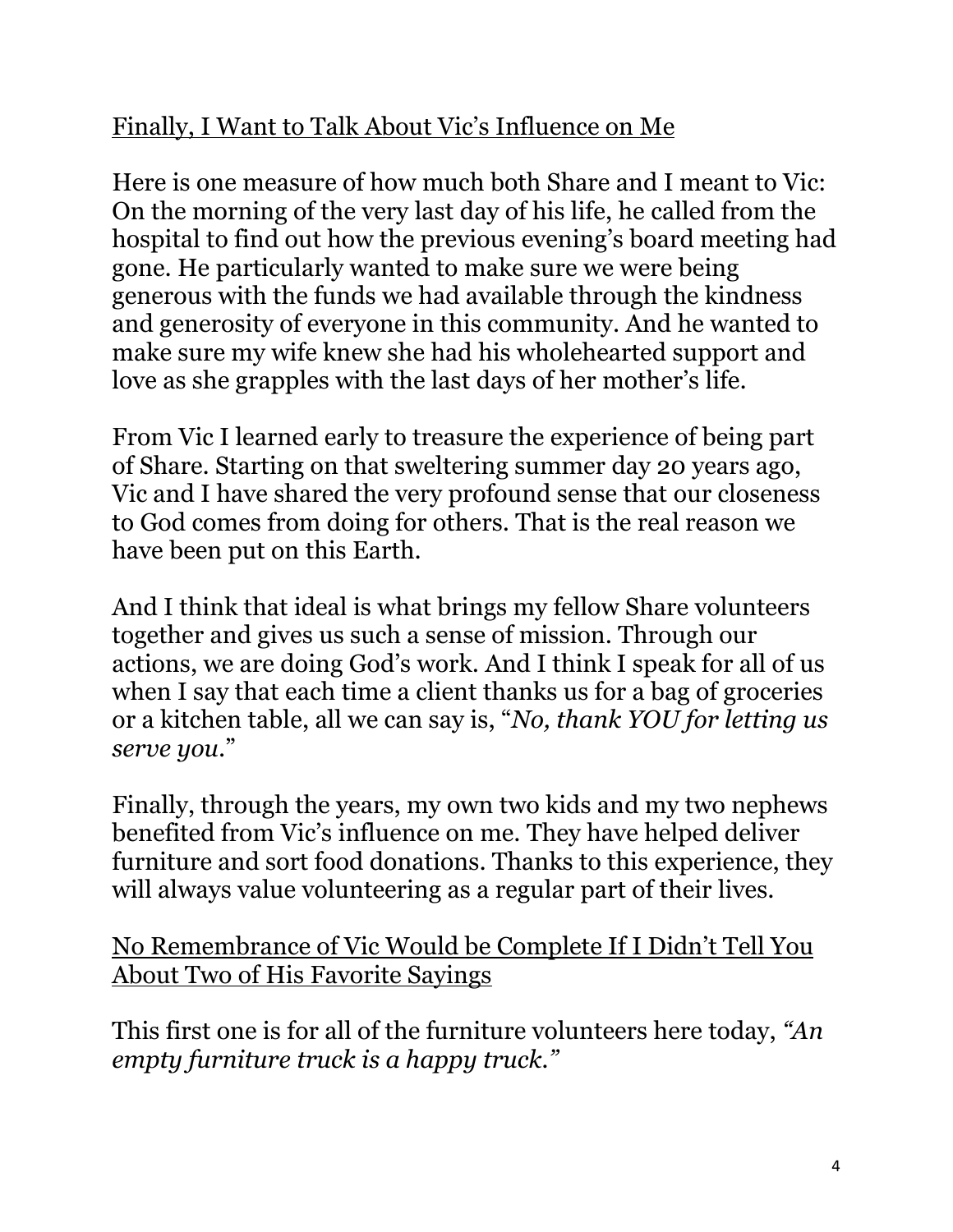## Finally, I Want to Talk About Vic's Influence on Me

Here is one measure of how much both Share and I meant to Vic: On the morning of the very last day of his life, he called from the hospital to find out how the previous evening's board meeting had gone. He particularly wanted to make sure we were being generous with the funds we had available through the kindness and generosity of everyone in this community. And he wanted to make sure my wife knew she had his wholehearted support and love as she grapples with the last days of her mother's life.

From Vic I learned early to treasure the experience of being part of Share. Starting on that sweltering summer day 20 years ago, Vic and I have shared the very profound sense that our closeness to God comes from doing for others. That is the real reason we have been put on this Earth.

And I think that ideal is what brings my fellow Share volunteers together and gives us such a sense of mission. Through our actions, we are doing God's work. And I think I speak for all of us when I say that each time a client thanks us for a bag of groceries or a kitchen table, all we can say is, "*No, thank YOU for letting us serve you.*"

Finally, through the years, my own two kids and my two nephews benefited from Vic's influence on me. They have helped deliver furniture and sort food donations. Thanks to this experience, they will always value volunteering as a regular part of their lives.

## No Remembrance of Vic Would be Complete If I Didn't Tell You About Two of His Favorite Sayings

This first one is for all of the furniture volunteers here today, *"An empty furniture truck is a happy truck."*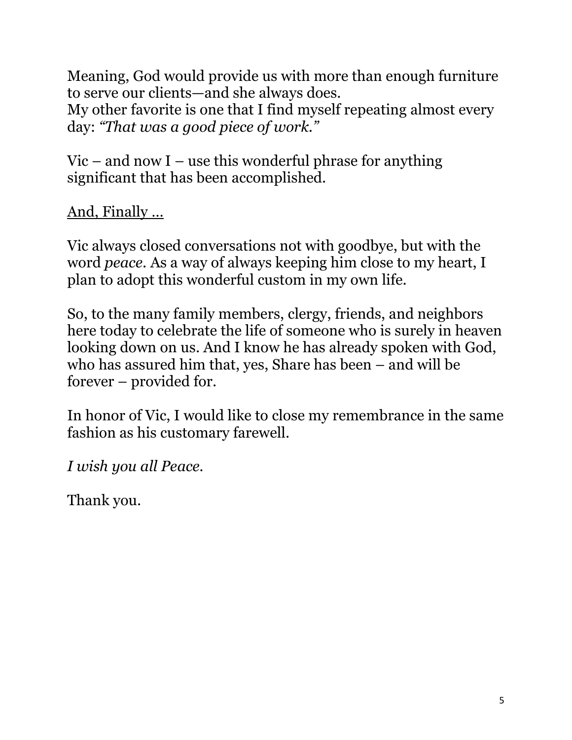Meaning, God would provide us with more than enough furniture to serve our clients—and she always does.
My other favorite is one that I find myself repeating almost every day: *"That was a good piece of work."*

Vic – and now I – use this wonderful phrase for anything significant that has been accomplished.

<u>And, Finally …</u>

Vic always closed conversations not with goodbye, but with the word *peace*. As a way of always keeping him close to my heart, I plan to adopt this wonderful custom in my own life.

So, to the many family members, clergy, friends, and neighbors here today to celebrate the life of someone who is surely in heaven looking down on us. And I know he has already spoken with God, who has assured him that, yes, Share has been – and will be forever – provided for.

In honor of Vic, I would like to close my remembrance in the same fashion as his customary farewell.

*I wish you all Peace.*

Thank you.